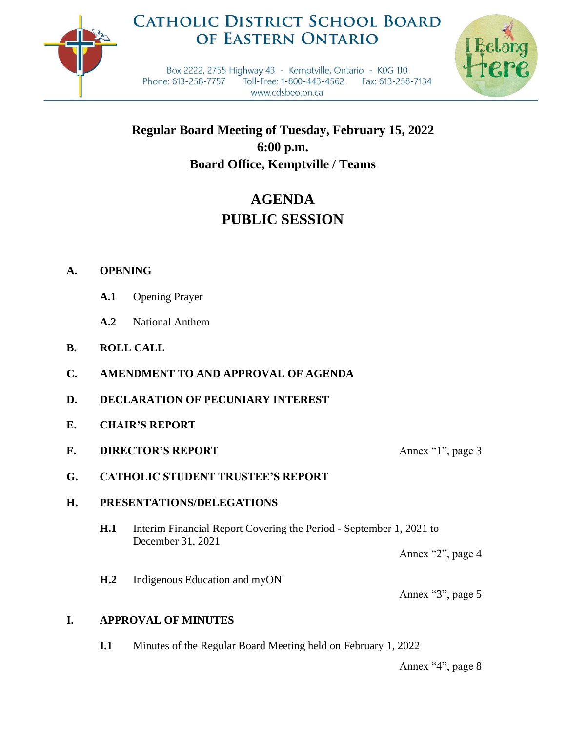# CATHOLIC DISTRICT SCHOOL BOARD OF EASTERN ONTARIO

Box 2222, 2755 Highway 43 - Kemptville, Ontario - K0G 1J0
Phone: 613-258-7757 Toll-Free: 1-800-443-4562 Fax: 613-258-7134
www.cdsbeo.on.ca

I Belong Here

**Regular Board Meeting of Tuesday, February 15, 2022**
**6:00 p.m.**
**Board Office, Kemptville / Teams**

## AGENDA
## PUBLIC SESSION

**A. OPENING**

- **A.1** Opening Prayer
- **A.2** National Anthem

**B. ROLL CALL**

**C. AMENDMENT TO AND APPROVAL OF AGENDA**

**D. DECLARATION OF PECUNIARY INTEREST**

**E. CHAIR'S REPORT**

**F. DIRECTOR'S REPORT** — Annex "1", page 3

**G. CATHOLIC STUDENT TRUSTEE'S REPORT**

**H. PRESENTATIONS/DELEGATIONS**

- **H.1** Interim Financial Report Covering the Period - September 1, 2021 to December 31, 2021 — Annex "2", page 4
- **H.2** Indigenous Education and myON — Annex "3", page 5

**I. APPROVAL OF MINUTES**

- **I.1** Minutes of the Regular Board Meeting held on February 1, 2022 — Annex "4", page 8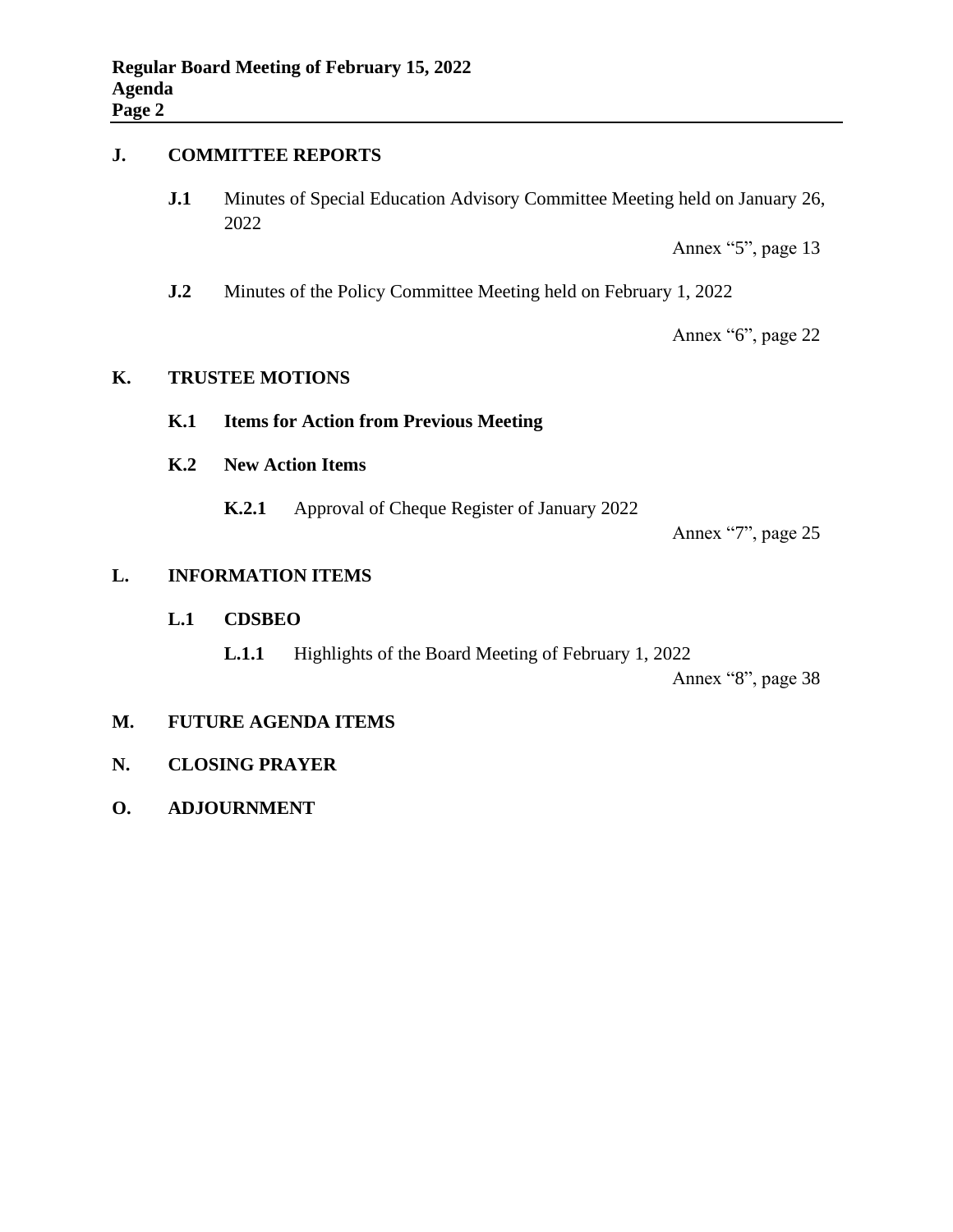## J. COMMITTEE REPORTS

**J.1** Minutes of Special Education Advisory Committee Meeting held on January 26, 2022

Annex “5”, page 13

**J.2** Minutes of the Policy Committee Meeting held on February 1, 2022

Annex “6”, page 22

## K. TRUSTEE MOTIONS

### K.1 Items for Action from Previous Meeting

### K.2 New Action Items

**K.2.1** Approval of Cheque Register of January 2022

Annex “7”, page 25

## L. INFORMATION ITEMS

### L.1 CDSBEO

**L.1.1** Highlights of the Board Meeting of February 1, 2022

Annex “8”, page 38

## M. FUTURE AGENDA ITEMS

## N. CLOSING PRAYER

## O. ADJOURNMENT